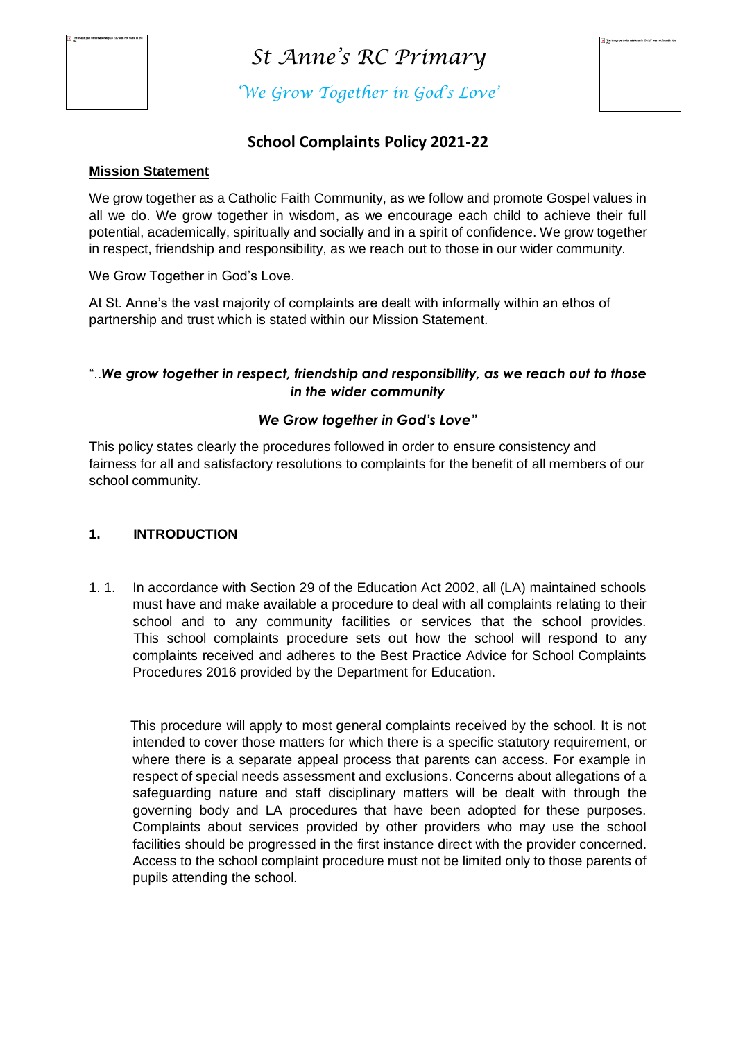# St Anne's RC Primary

*'We Grow Together in God's Love'*

## School Complaints Policy 2021-22

**Mission Statement**

We grow together as a Catholic Faith Community, as we follow and promote Gospel values in all we do. We grow together in wisdom, as we encourage each child to achieve their full potential, academically, spiritually and socially and in a spirit of confidence. We grow together in respect, friendship and responsibility, as we reach out to those in our wider community.

We Grow Together in God's Love.

At St. Anne's the vast majority of complaints are dealt with informally within an ethos of partnership and trust which is stated within our Mission Statement.

"..***We grow together in respect, friendship and responsibility, as we reach out to those in the wider community***

***We Grow together in God's Love"***

This policy states clearly the procedures followed in order to ensure consistency and fairness for all and satisfactory resolutions to complaints for the benefit of all members of our school community.

### 1. INTRODUCTION

1. 1. In accordance with Section 29 of the Education Act 2002, all (LA) maintained schools must have and make available a procedure to deal with all complaints relating to their school and to any community facilities or services that the school provides. This school complaints procedure sets out how the school will respond to any complaints received and adheres to the Best Practice Advice for School Complaints Procedures 2016 provided by the Department for Education.

This procedure will apply to most general complaints received by the school. It is not intended to cover those matters for which there is a specific statutory requirement, or where there is a separate appeal process that parents can access. For example in respect of special needs assessment and exclusions. Concerns about allegations of a safeguarding nature and staff disciplinary matters will be dealt with through the governing body and LA procedures that have been adopted for these purposes. Complaints about services provided by other providers who may use the school facilities should be progressed in the first instance direct with the provider concerned. Access to the school complaint procedure must not be limited only to those parents of pupils attending the school.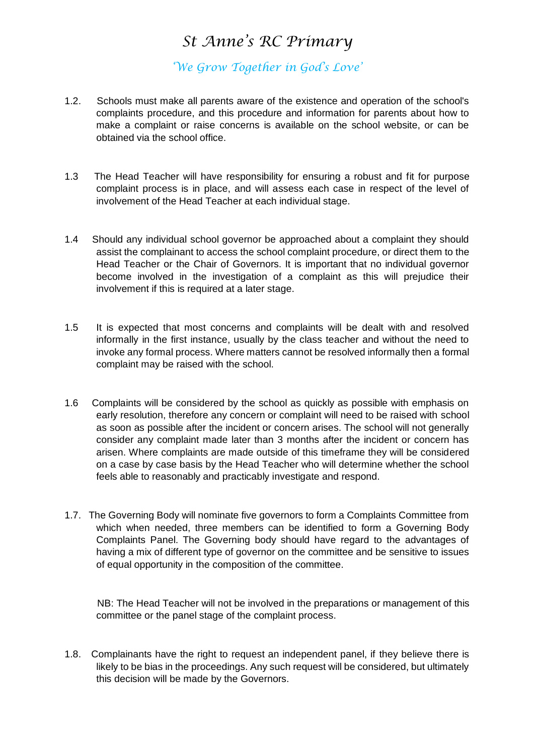1.2. Schools must make all parents aware of the existence and operation of the school's complaints procedure, and this procedure and information for parents about how to make a complaint or raise concerns is available on the school website, or can be obtained via the school office.

1.3 The Head Teacher will have responsibility for ensuring a robust and fit for purpose complaint process is in place, and will assess each case in respect of the level of involvement of the Head Teacher at each individual stage.

1.4 Should any individual school governor be approached about a complaint they should assist the complainant to access the school complaint procedure, or direct them to the Head Teacher or the Chair of Governors. It is important that no individual governor become involved in the investigation of a complaint as this will prejudice their involvement if this is required at a later stage.

1.5 It is expected that most concerns and complaints will be dealt with and resolved informally in the first instance, usually by the class teacher and without the need to invoke any formal process. Where matters cannot be resolved informally then a formal complaint may be raised with the school.

1.6 Complaints will be considered by the school as quickly as possible with emphasis on early resolution, therefore any concern or complaint will need to be raised with school as soon as possible after the incident or concern arises. The school will not generally consider any complaint made later than 3 months after the incident or concern has arisen. Where complaints are made outside of this timeframe they will be considered on a case by case basis by the Head Teacher who will determine whether the school feels able to reasonably and practicably investigate and respond.

1.7. The Governing Body will nominate five governors to form a Complaints Committee from which when needed, three members can be identified to form a Governing Body Complaints Panel. The Governing body should have regard to the advantages of having a mix of different type of governor on the committee and be sensitive to issues of equal opportunity in the composition of the committee.

NB: The Head Teacher will not be involved in the preparations or management of this committee or the panel stage of the complaint process.

1.8. Complainants have the right to request an independent panel, if they believe there is likely to be bias in the proceedings. Any such request will be considered, but ultimately this decision will be made by the Governors.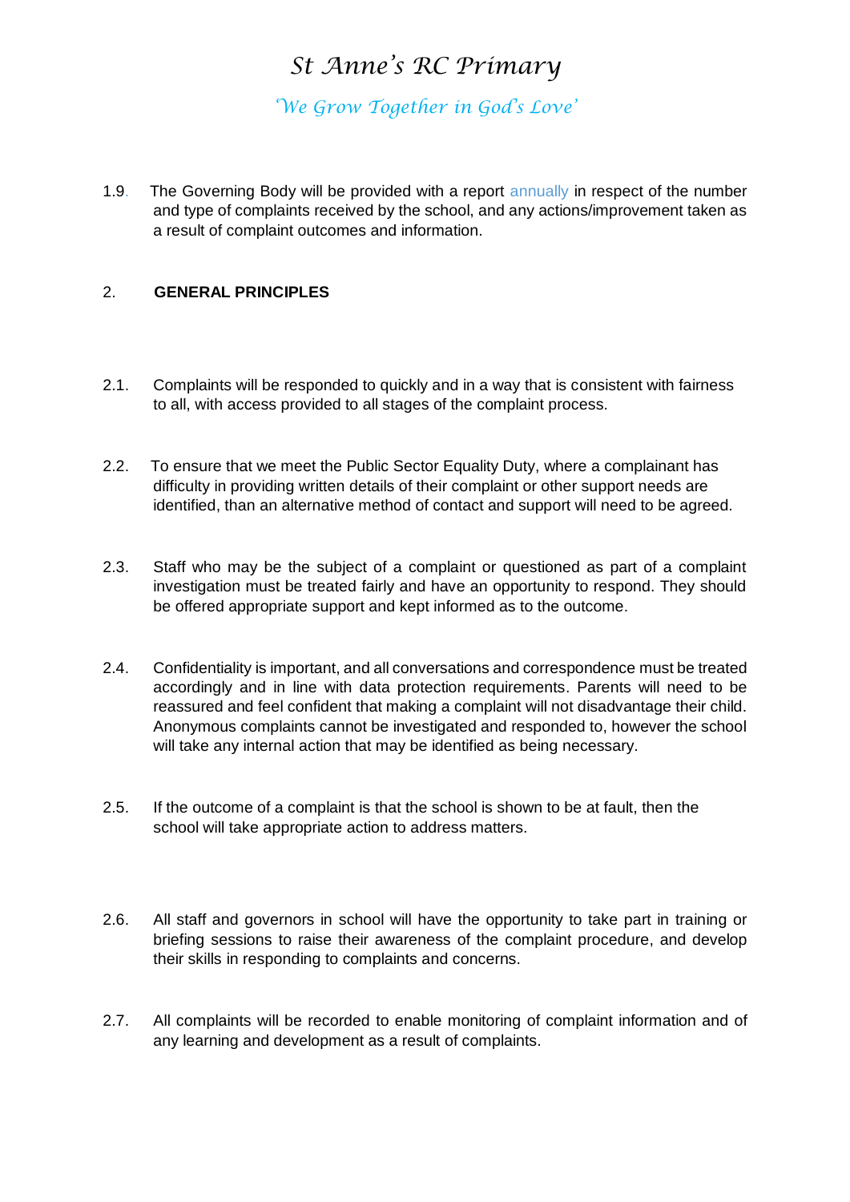1.9. The Governing Body will be provided with a report annually in respect of the number and type of complaints received by the school, and any actions/improvement taken as a result of complaint outcomes and information.

## 2. GENERAL PRINCIPLES

2.1. Complaints will be responded to quickly and in a way that is consistent with fairness to all, with access provided to all stages of the complaint process.

2.2. To ensure that we meet the Public Sector Equality Duty, where a complainant has difficulty in providing written details of their complaint or other support needs are identified, than an alternative method of contact and support will need to be agreed.

2.3. Staff who may be the subject of a complaint or questioned as part of a complaint investigation must be treated fairly and have an opportunity to respond. They should be offered appropriate support and kept informed as to the outcome.

2.4. Confidentiality is important, and all conversations and correspondence must be treated accordingly and in line with data protection requirements. Parents will need to be reassured and feel confident that making a complaint will not disadvantage their child. Anonymous complaints cannot be investigated and responded to, however the school will take any internal action that may be identified as being necessary.

2.5. If the outcome of a complaint is that the school is shown to be at fault, then the school will take appropriate action to address matters.

2.6. All staff and governors in school will have the opportunity to take part in training or briefing sessions to raise their awareness of the complaint procedure, and develop their skills in responding to complaints and concerns.

2.7. All complaints will be recorded to enable monitoring of complaint information and of any learning and development as a result of complaints.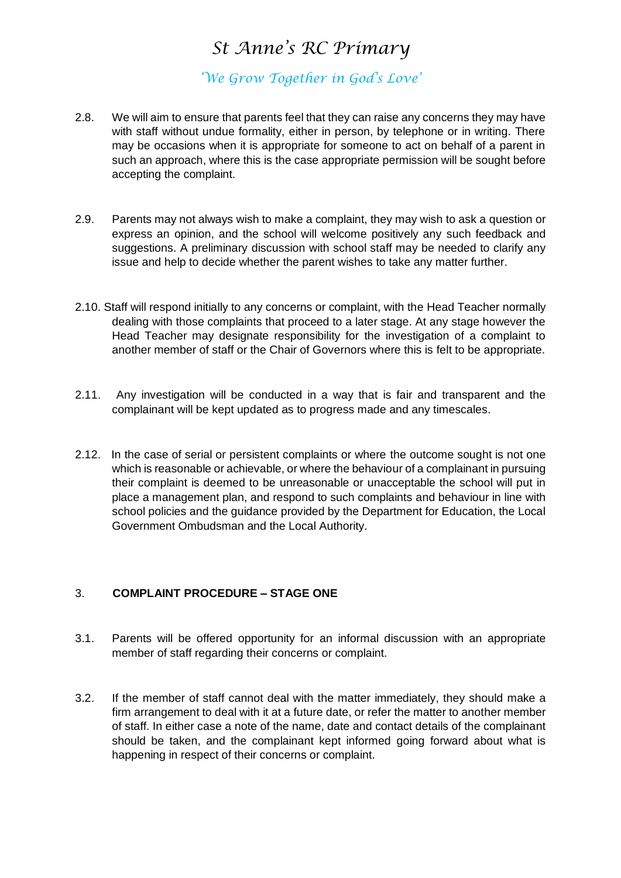2.8. We will aim to ensure that parents feel that they can raise any concerns they may have with staff without undue formality, either in person, by telephone or in writing. There may be occasions when it is appropriate for someone to act on behalf of a parent in such an approach, where this is the case appropriate permission will be sought before accepting the complaint.

2.9. Parents may not always wish to make a complaint, they may wish to ask a question or express an opinion, and the school will welcome positively any such feedback and suggestions. A preliminary discussion with school staff may be needed to clarify any issue and help to decide whether the parent wishes to take any matter further.

2.10. Staff will respond initially to any concerns or complaint, with the Head Teacher normally dealing with those complaints that proceed to a later stage. At any stage however the Head Teacher may designate responsibility for the investigation of a complaint to another member of staff or the Chair of Governors where this is felt to be appropriate.

2.11. Any investigation will be conducted in a way that is fair and transparent and the complainant will be kept updated as to progress made and any timescales.

2.12. In the case of serial or persistent complaints or where the outcome sought is not one which is reasonable or achievable, or where the behaviour of a complainant in pursuing their complaint is deemed to be unreasonable or unacceptable the school will put in place a management plan, and respond to such complaints and behaviour in line with school policies and the guidance provided by the Department for Education, the Local Government Ombudsman and the Local Authority.

## 3. COMPLAINT PROCEDURE – STAGE ONE

3.1. Parents will be offered opportunity for an informal discussion with an appropriate member of staff regarding their concerns or complaint.

3.2. If the member of staff cannot deal with the matter immediately, they should make a firm arrangement to deal with it at a future date, or refer the matter to another member of staff. In either case a note of the name, date and contact details of the complainant should be taken, and the complainant kept informed going forward about what is happening in respect of their concerns or complaint.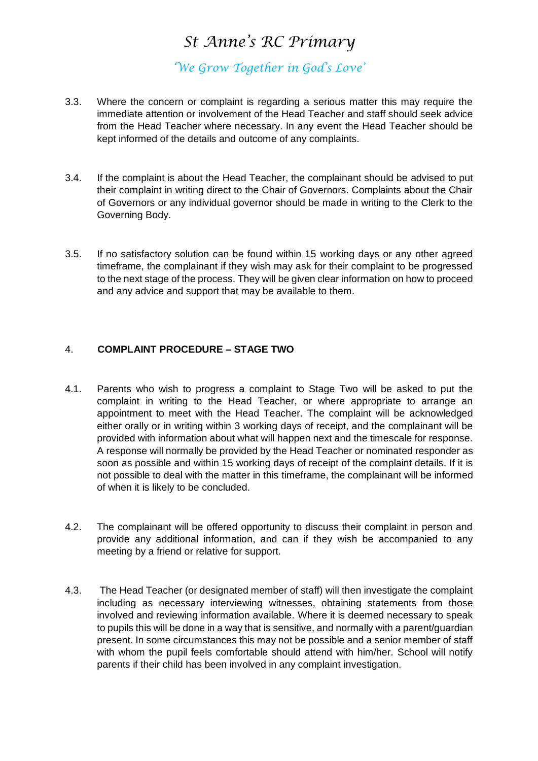3.3. Where the concern or complaint is regarding a serious matter this may require the immediate attention or involvement of the Head Teacher and staff should seek advice from the Head Teacher where necessary. In any event the Head Teacher should be kept informed of the details and outcome of any complaints.

3.4. If the complaint is about the Head Teacher, the complainant should be advised to put their complaint in writing direct to the Chair of Governors. Complaints about the Chair of Governors or any individual governor should be made in writing to the Clerk to the Governing Body.

3.5. If no satisfactory solution can be found within 15 working days or any other agreed timeframe, the complainant if they wish may ask for their complaint to be progressed to the next stage of the process. They will be given clear information on how to proceed and any advice and support that may be available to them.

## 4. COMPLAINT PROCEDURE – STAGE TWO

4.1. Parents who wish to progress a complaint to Stage Two will be asked to put the complaint in writing to the Head Teacher, or where appropriate to arrange an appointment to meet with the Head Teacher. The complaint will be acknowledged either orally or in writing within 3 working days of receipt, and the complainant will be provided with information about what will happen next and the timescale for response. A response will normally be provided by the Head Teacher or nominated responder as soon as possible and within 15 working days of receipt of the complaint details. If it is not possible to deal with the matter in this timeframe, the complainant will be informed of when it is likely to be concluded.

4.2. The complainant will be offered opportunity to discuss their complaint in person and provide any additional information, and can if they wish be accompanied to any meeting by a friend or relative for support.

4.3. The Head Teacher (or designated member of staff) will then investigate the complaint including as necessary interviewing witnesses, obtaining statements from those involved and reviewing information available. Where it is deemed necessary to speak to pupils this will be done in a way that is sensitive, and normally with a parent/guardian present. In some circumstances this may not be possible and a senior member of staff with whom the pupil feels comfortable should attend with him/her. School will notify parents if their child has been involved in any complaint investigation.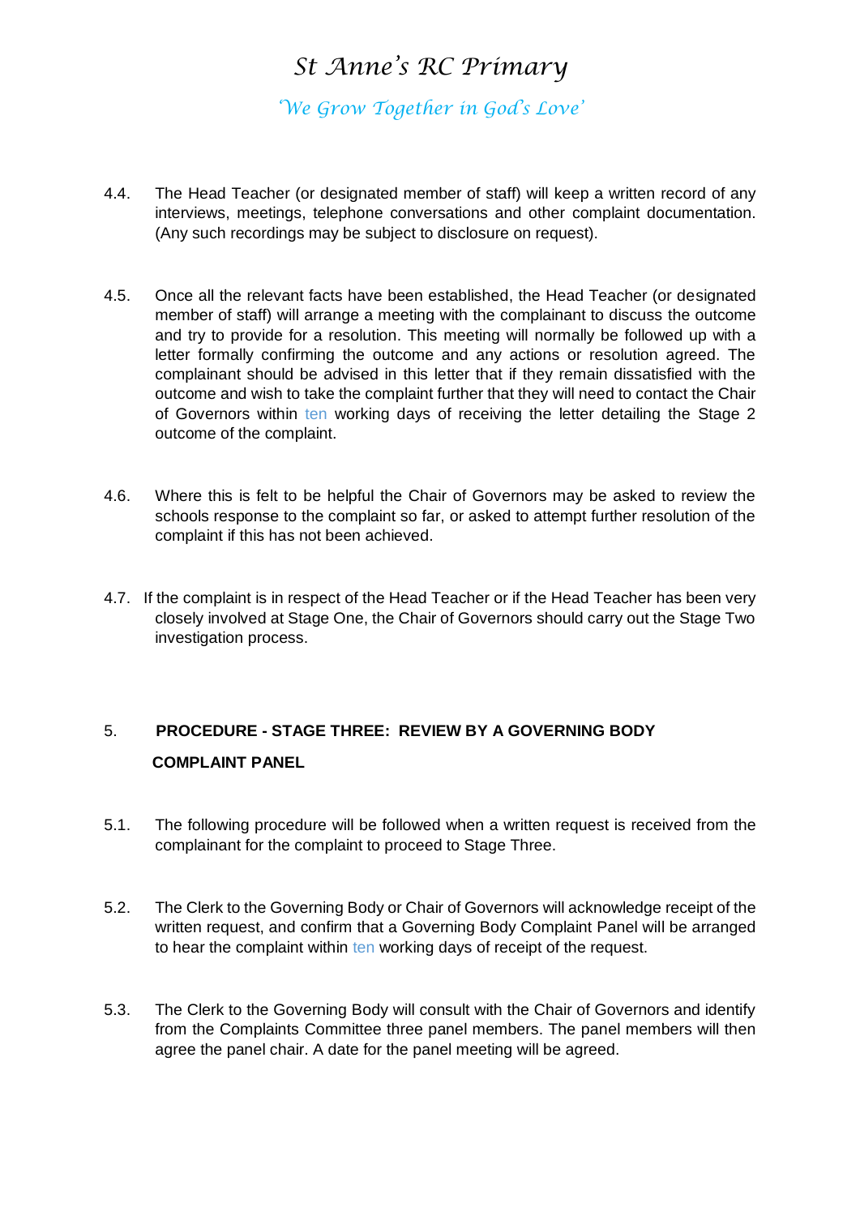4.4. The Head Teacher (or designated member of staff) will keep a written record of any interviews, meetings, telephone conversations and other complaint documentation. (Any such recordings may be subject to disclosure on request).

4.5. Once all the relevant facts have been established, the Head Teacher (or designated member of staff) will arrange a meeting with the complainant to discuss the outcome and try to provide for a resolution. This meeting will normally be followed up with a letter formally confirming the outcome and any actions or resolution agreed. The complainant should be advised in this letter that if they remain dissatisfied with the outcome and wish to take the complaint further that they will need to contact the Chair of Governors within ten working days of receiving the letter detailing the Stage 2 outcome of the complaint.

4.6. Where this is felt to be helpful the Chair of Governors may be asked to review the schools response to the complaint so far, or asked to attempt further resolution of the complaint if this has not been achieved.

4.7. If the complaint is in respect of the Head Teacher or if the Head Teacher has been very closely involved at Stage One, the Chair of Governors should carry out the Stage Two investigation process.

## 5. PROCEDURE - STAGE THREE: REVIEW BY A GOVERNING BODY COMPLAINT PANEL

5.1. The following procedure will be followed when a written request is received from the complainant for the complaint to proceed to Stage Three.

5.2. The Clerk to the Governing Body or Chair of Governors will acknowledge receipt of the written request, and confirm that a Governing Body Complaint Panel will be arranged to hear the complaint within ten working days of receipt of the request.

5.3. The Clerk to the Governing Body will consult with the Chair of Governors and identify from the Complaints Committee three panel members. The panel members will then agree the panel chair. A date for the panel meeting will be agreed.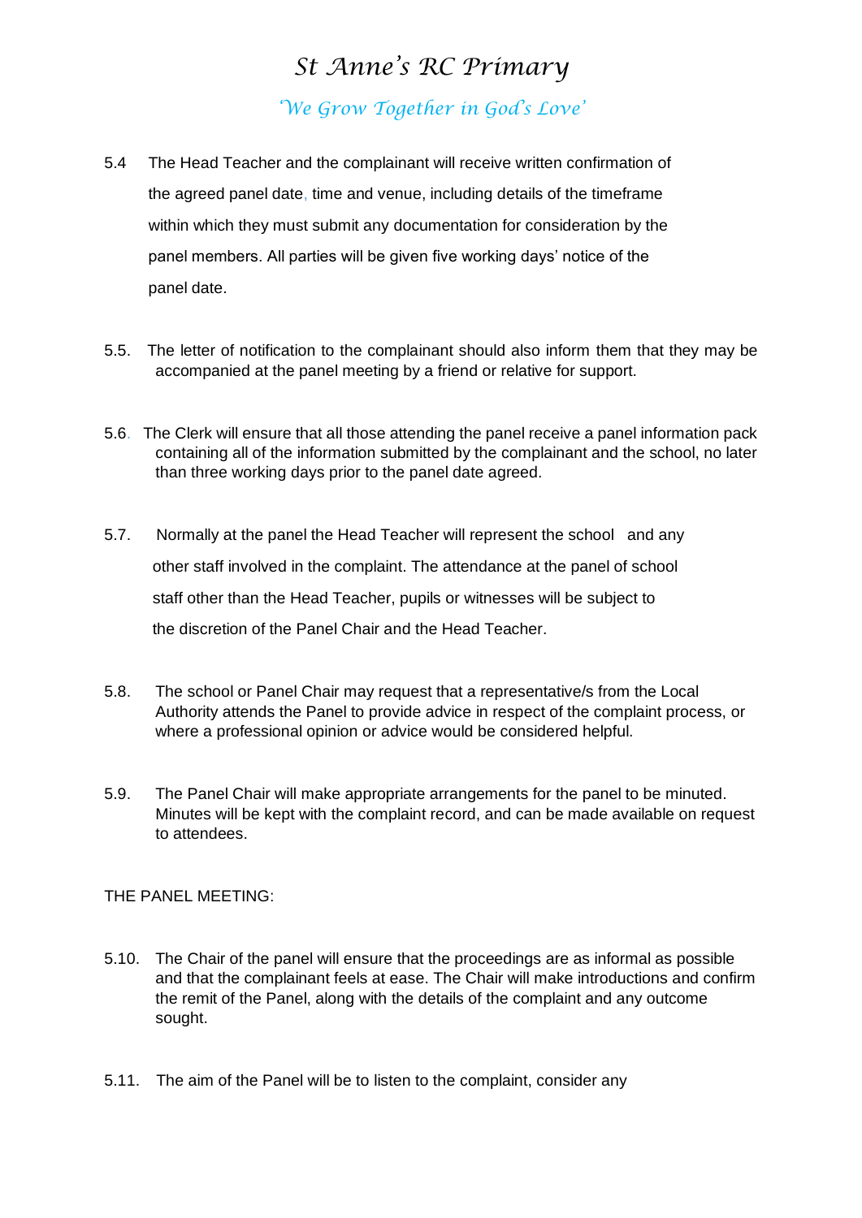5.4 The Head Teacher and the complainant will receive written confirmation of the agreed panel date, time and venue, including details of the timeframe within which they must submit any documentation for consideration by the panel members. All parties will be given five working days' notice of the panel date.

5.5. The letter of notification to the complainant should also inform them that they may be accompanied at the panel meeting by a friend or relative for support.

5.6. The Clerk will ensure that all those attending the panel receive a panel information pack containing all of the information submitted by the complainant and the school, no later than three working days prior to the panel date agreed.

5.7. Normally at the panel the Head Teacher will represent the school and any other staff involved in the complaint. The attendance at the panel of school staff other than the Head Teacher, pupils or witnesses will be subject to the discretion of the Panel Chair and the Head Teacher.

5.8. The school or Panel Chair may request that a representative/s from the Local Authority attends the Panel to provide advice in respect of the complaint process, or where a professional opinion or advice would be considered helpful.

5.9. The Panel Chair will make appropriate arrangements for the panel to be minuted. Minutes will be kept with the complaint record, and can be made available on request to attendees.

THE PANEL MEETING:

5.10. The Chair of the panel will ensure that the proceedings are as informal as possible and that the complainant feels at ease. The Chair will make introductions and confirm the remit of the Panel, along with the details of the complaint and any outcome sought.

5.11. The aim of the Panel will be to listen to the complaint, consider any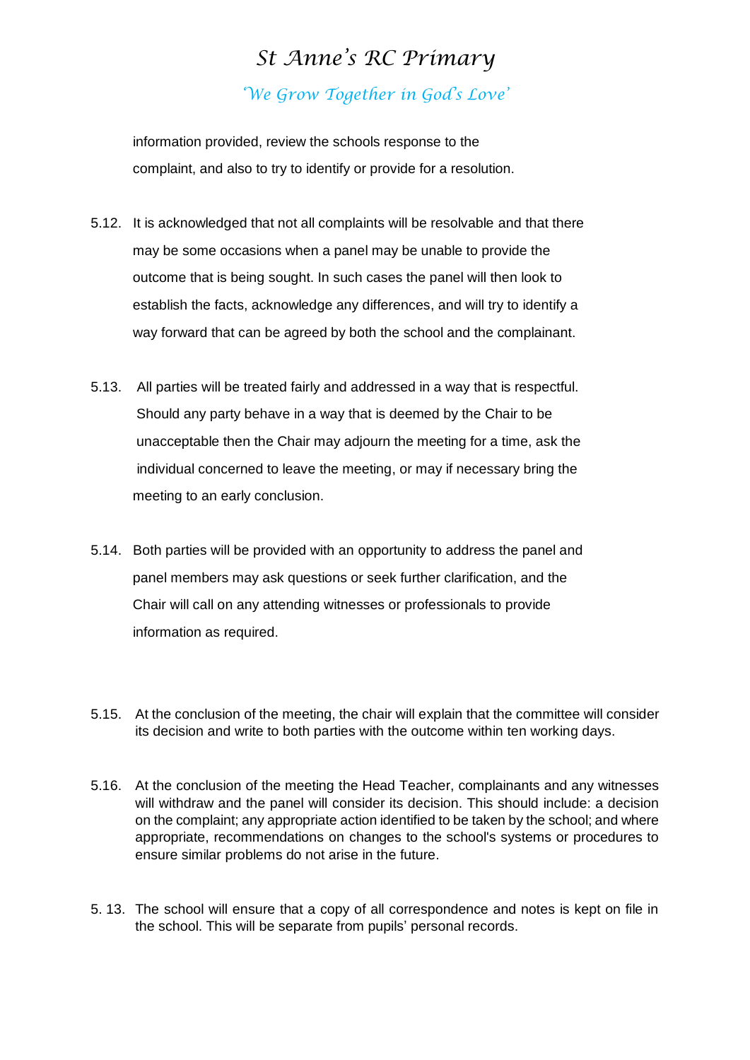information provided, review the schools response to the complaint, and also to try to identify or provide for a resolution.

5.12. It is acknowledged that not all complaints will be resolvable and that there may be some occasions when a panel may be unable to provide the outcome that is being sought. In such cases the panel will then look to establish the facts, acknowledge any differences, and will try to identify a way forward that can be agreed by both the school and the complainant.

5.13. All parties will be treated fairly and addressed in a way that is respectful. Should any party behave in a way that is deemed by the Chair to be unacceptable then the Chair may adjourn the meeting for a time, ask the individual concerned to leave the meeting, or may if necessary bring the meeting to an early conclusion.

5.14. Both parties will be provided with an opportunity to address the panel and panel members may ask questions or seek further clarification, and the Chair will call on any attending witnesses or professionals to provide information as required.

5.15. At the conclusion of the meeting, the chair will explain that the committee will consider its decision and write to both parties with the outcome within ten working days.

5.16. At the conclusion of the meeting the Head Teacher, complainants and any witnesses will withdraw and the panel will consider its decision. This should include: a decision on the complaint; any appropriate action identified to be taken by the school; and where appropriate, recommendations on changes to the school's systems or procedures to ensure similar problems do not arise in the future.

5. 13. The school will ensure that a copy of all correspondence and notes is kept on file in the school. This will be separate from pupils' personal records.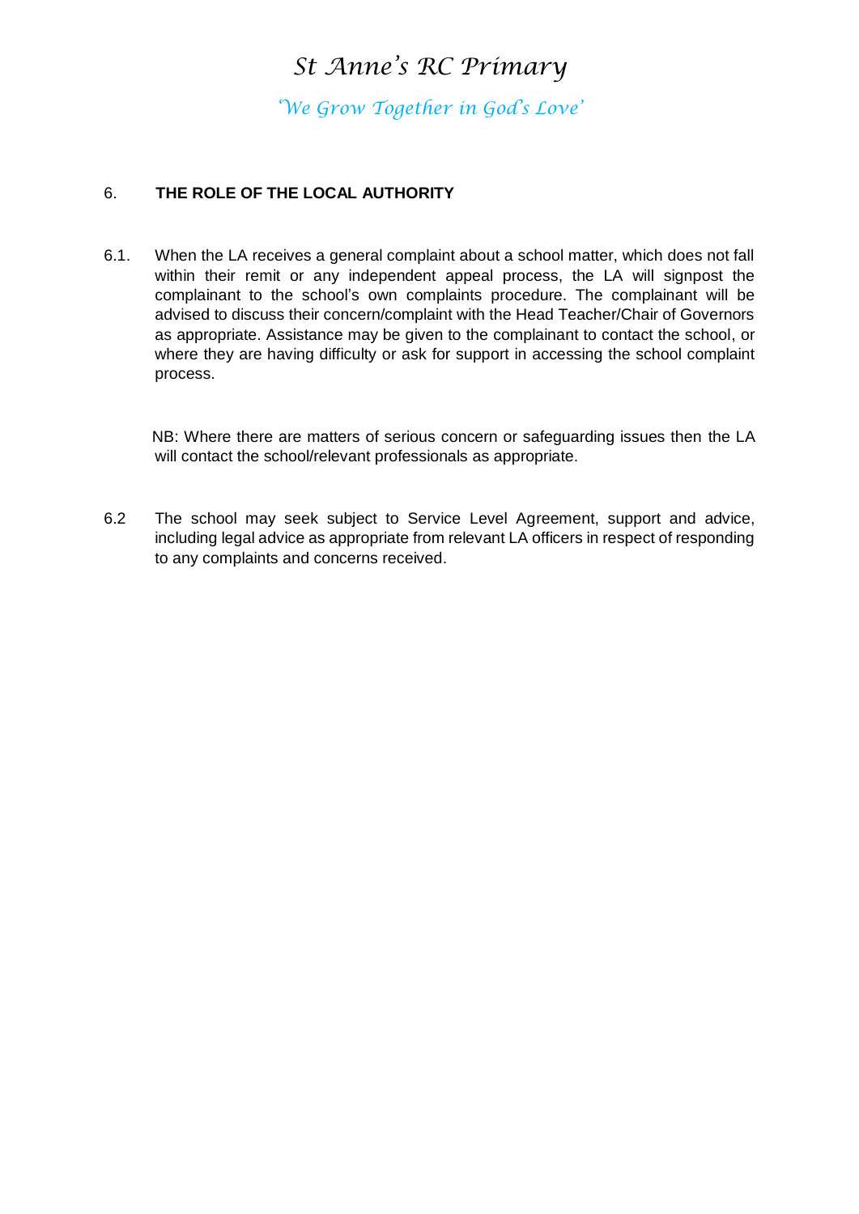## 6. THE ROLE OF THE LOCAL AUTHORITY

6.1. When the LA receives a general complaint about a school matter, which does not fall within their remit or any independent appeal process, the LA will signpost the complainant to the school's own complaints procedure. The complainant will be advised to discuss their concern/complaint with the Head Teacher/Chair of Governors as appropriate. Assistance may be given to the complainant to contact the school, or where they are having difficulty or ask for support in accessing the school complaint process.

NB: Where there are matters of serious concern or safeguarding issues then the LA will contact the school/relevant professionals as appropriate.

6.2 The school may seek subject to Service Level Agreement, support and advice, including legal advice as appropriate from relevant LA officers in respect of responding to any complaints and concerns received.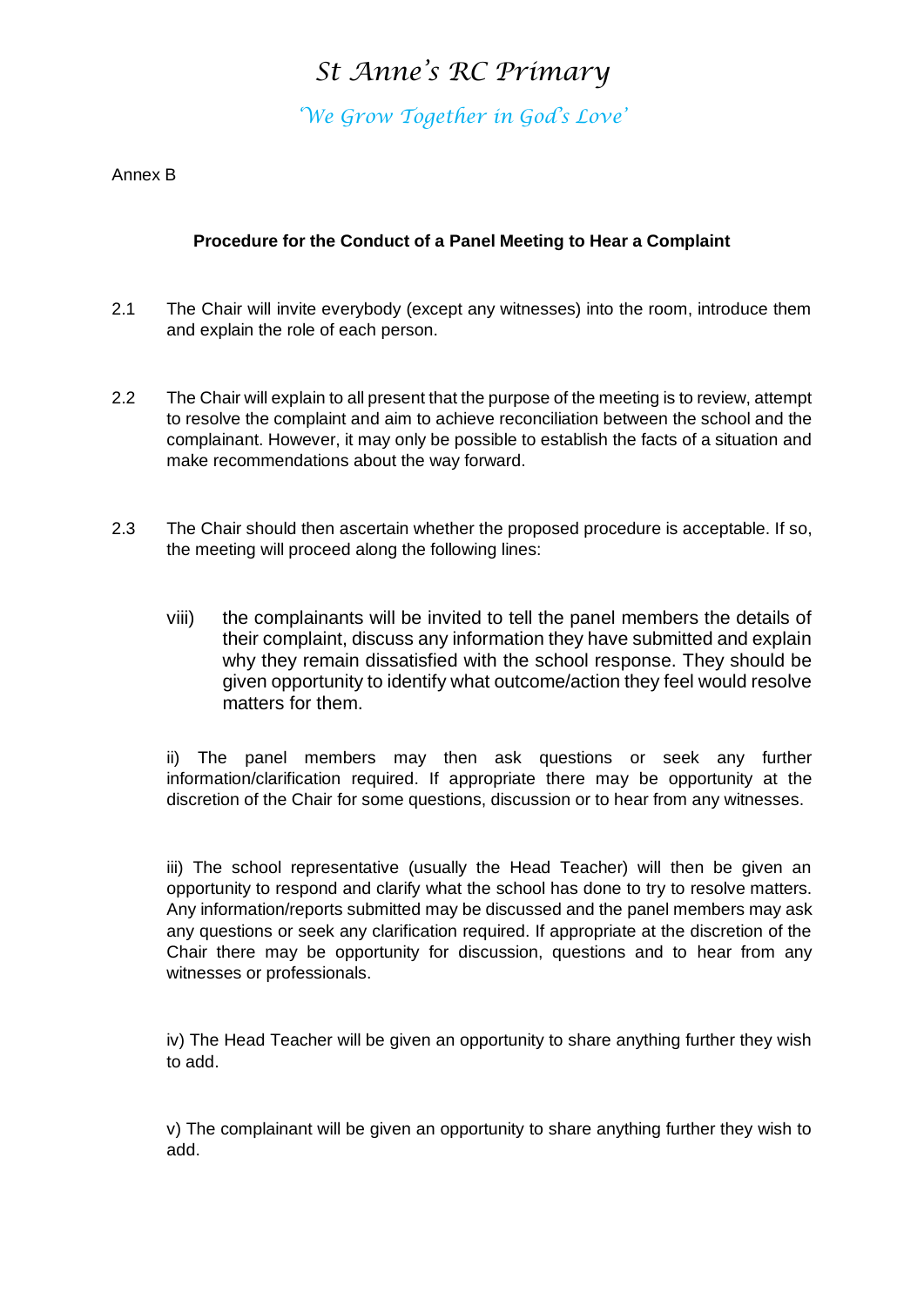# *St Anne's RC Primary*

*'We Grow Together in God's Love'*

Annex B

**Procedure for the Conduct of a Panel Meeting to Hear a Complaint**

2.1 The Chair will invite everybody (except any witnesses) into the room, introduce them and explain the role of each person.

2.2 The Chair will explain to all present that the purpose of the meeting is to review, attempt to resolve the complaint and aim to achieve reconciliation between the school and the complainant. However, it may only be possible to establish the facts of a situation and make recommendations about the way forward.

2.3 The Chair should then ascertain whether the proposed procedure is acceptable. If so, the meeting will proceed along the following lines:

viii) the complainants will be invited to tell the panel members the details of their complaint, discuss any information they have submitted and explain why they remain dissatisfied with the school response. They should be given opportunity to identify what outcome/action they feel would resolve matters for them.

ii) The panel members may then ask questions or seek any further information/clarification required. If appropriate there may be opportunity at the discretion of the Chair for some questions, discussion or to hear from any witnesses.

iii) The school representative (usually the Head Teacher) will then be given an opportunity to respond and clarify what the school has done to try to resolve matters. Any information/reports submitted may be discussed and the panel members may ask any questions or seek any clarification required. If appropriate at the discretion of the Chair there may be opportunity for discussion, questions and to hear from any witnesses or professionals.

iv) The Head Teacher will be given an opportunity to share anything further they wish to add.

v) The complainant will be given an opportunity to share anything further they wish to add.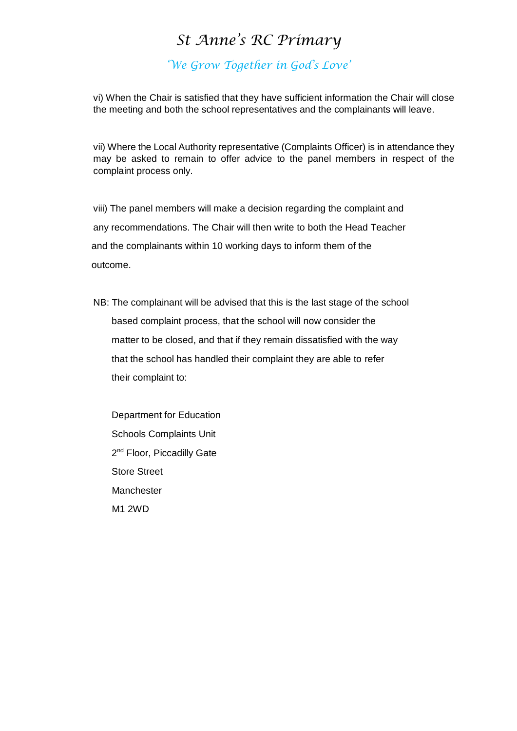vi) When the Chair is satisfied that they have sufficient information the Chair will close the meeting and both the school representatives and the complainants will leave.

vii) Where the Local Authority representative (Complaints Officer) is in attendance they may be asked to remain to offer advice to the panel members in respect of the complaint process only.

viii) The panel members will make a decision regarding the complaint and any recommendations. The Chair will then write to both the Head Teacher and the complainants within 10 working days to inform them of the outcome.

NB: The complainant will be advised that this is the last stage of the school based complaint process, that the school will now consider the matter to be closed, and that if they remain dissatisfied with the way that the school has handled their complaint they are able to refer their complaint to:

Department for Education  
Schools Complaints Unit  
2nd Floor, Piccadilly Gate  
Store Street  
Manchester  
M1 2WD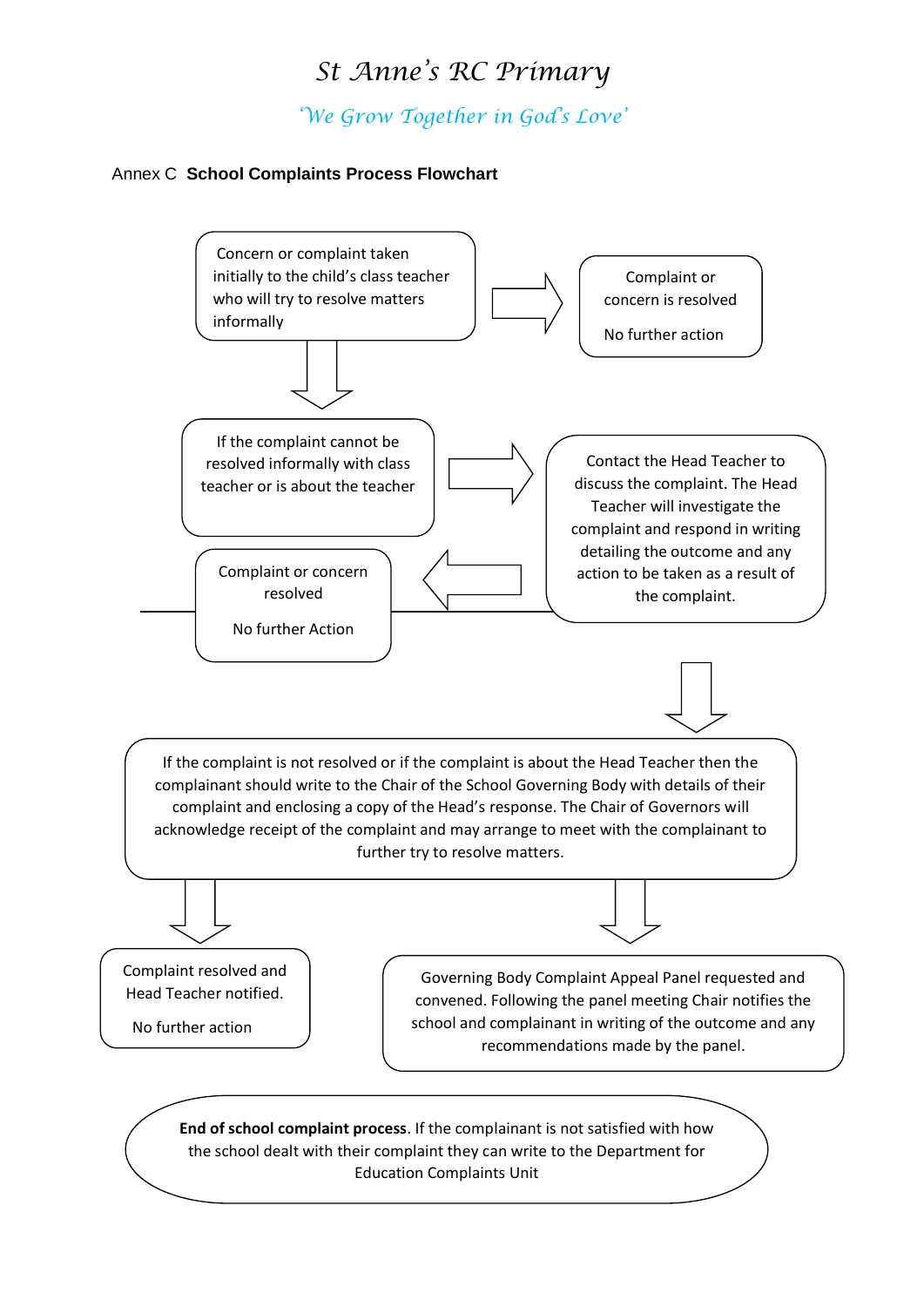# St Anne's RC Primary

*'We Grow Together in God's Love'*

Annex C **School Complaints Process Flowchart**

Concern or complaint taken initially to the child's class teacher who will try to resolve matters informally

Complaint or concern is resolved

No further action

If the complaint cannot be resolved informally with class teacher or is about the teacher

Contact the Head Teacher to discuss the complaint. The Head Teacher will investigate the complaint and respond in writing detailing the outcome and any action to be taken as a result of the complaint.

Complaint or concern resolved

No further Action

If the complaint is not resolved or if the complaint is about the Head Teacher then the complainant should write to the Chair of the School Governing Body with details of their complaint and enclosing a copy of the Head's response. The Chair of Governors will acknowledge receipt of the complaint and may arrange to meet with the complainant to further try to resolve matters.

Complaint resolved and Head Teacher notified.

No further action

Governing Body Complaint Appeal Panel requested and convened. Following the panel meeting Chair notifies the school and complainant in writing of the outcome and any recommendations made by the panel.

**End of school complaint process**. If the complainant is not satisfied with how the school dealt with their complaint they can write to the Department for Education Complaints Unit